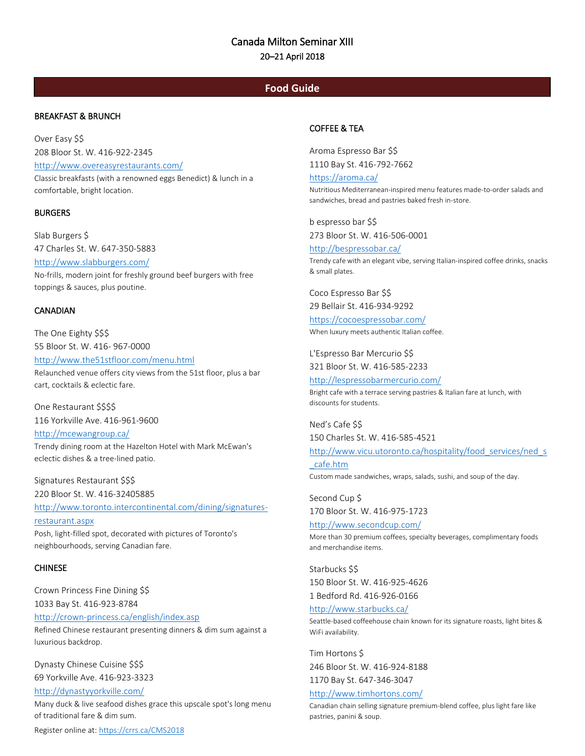# Canada Milton Seminar XIII

20–21 April 2018

## Food Guide

### BREAKFAST & BRUNCH

Over Easy $$
208 Bloor St. W. 416-922-2345
http://www.overeasyrestaurants.com/
Classic breakfasts (with a renowned eggs Benedict) & lunch in a comfortable, bright location.

### BURGERS

Slab Burgers $
47 Charles St. W. 647-350-5883
http://www.slabburgers.com/
No-frills, modern joint for freshly ground beef burgers with free toppings & sauces, plus poutine.

### CANADIAN

The One Eighty $$$
55 Bloor St. W. 416- 967-0000
http://www.the51stfloor.com/menu.html
Relaunched venue offers city views from the 51st floor, plus a bar cart, cocktails & eclectic fare.

One Restaurant $$$$
116 Yorkville Ave. 416-961-9600
http://mcewangroup.ca/
Trendy dining room at the Hazelton Hotel with Mark McEwan's eclectic dishes & a tree-lined patio.

Signatures Restaurant $$$
220 Bloor St. W. 416-32405885
http://www.toronto.intercontinental.com/dining/signatures-restaurant.aspx
Posh, light-filled spot, decorated with pictures of Toronto's neighbourhoods, serving Canadian fare.

### CHINESE

Crown Princess Fine Dining $$
1033 Bay St. 416-923-8784
http://crown-princess.ca/english/index.asp
Refined Chinese restaurant presenting dinners & dim sum against a luxurious backdrop.

Dynasty Chinese Cuisine $$$
69 Yorkville Ave. 416-923-3323
http://dynastyyorkville.com/
Many duck & live seafood dishes grace this upscale spot's long menu of traditional fare & dim sum.

### COFFEE & TEA

Aroma Espresso Bar $$
1110 Bay St. 416-792-7662
https://aroma.ca/
Nutritious Mediterranean-inspired menu features made-to-order salads and sandwiches, bread and pastries baked fresh in-store.

b espresso bar $$
273 Bloor St. W. 416-506-0001
http://bespressobar.ca/
Trendy cafe with an elegant vibe, serving Italian-inspired coffee drinks, snacks & small plates.

Coco Espresso Bar $$
29 Bellair St. 416-934-9292
https://cocoespressobar.com/
When luxury meets authentic Italian coffee.

L'Espresso Bar Mercurio $$
321 Bloor St. W. 416-585-2233
http://lespressobarmercurio.com/
Bright cafe with a terrace serving pastries & Italian fare at lunch, with discounts for students.

Ned's Cafe $$
150 Charles St. W. 416-585-4521
http://www.vicu.utoronto.ca/hospitality/food_services/ned_s_cafe.htm
Custom made sandwiches, wraps, salads, sushi, and soup of the day.

Second Cup $
170 Bloor St. W. 416-975-1723
http://www.secondcup.com/
More than 30 premium coffees, specialty beverages, complimentary foods and merchandise items.

Starbucks $$
150 Bloor St. W. 416-925-4626
1 Bedford Rd. 416-926-0166
http://www.starbucks.ca/
Seattle-based coffeehouse chain known for its signature roasts, light bites & WiFi availability.

Tim Hortons $
246 Bloor St. W. 416-924-8188
1170 Bay St. 647-346-3047
http://www.timhortons.com/
Canadian chain selling signature premium-blend coffee, plus light fare like pastries, panini & soup.

Register online at: https://crrs.ca/CMS2018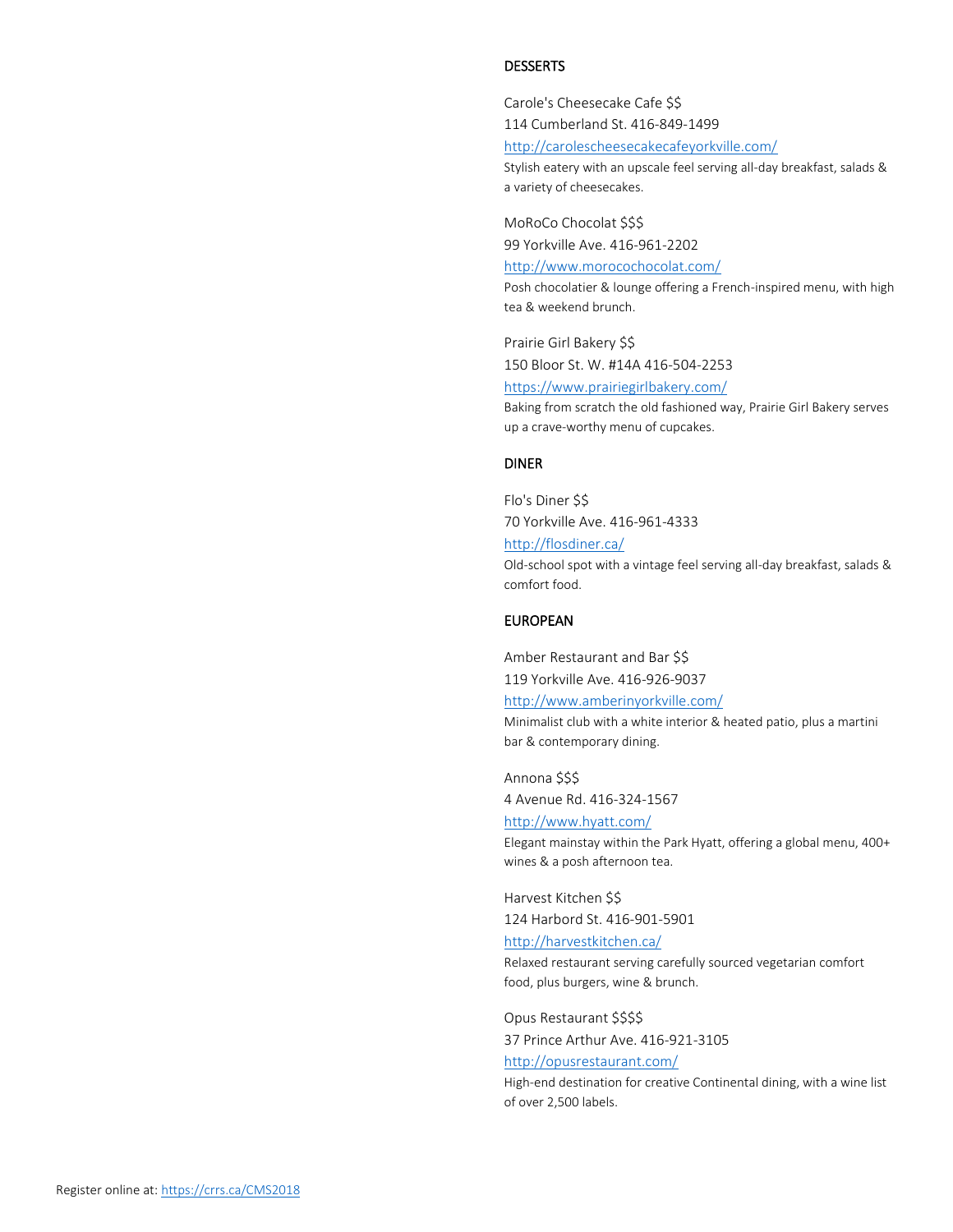## DESSERTS

Carole's Cheesecake Cafe $$  
114 Cumberland St. 416-849-1499  
http://carolescheesecakecafeyorkville.com/  
Stylish eatery with an upscale feel serving all-day breakfast, salads & a variety of cheesecakes.

MoRoCo Chocolat $$$  
99 Yorkville Ave. 416-961-2202  
http://www.morocochocolat.com/  
Posh chocolatier & lounge offering a French-inspired menu, with high tea & weekend brunch.

Prairie Girl Bakery $$  
150 Bloor St. W. #14A 416-504-2253  
https://www.prairiegirlbakery.com/  
Baking from scratch the old fashioned way, Prairie Girl Bakery serves up a crave-worthy menu of cupcakes.

## DINER

Flo's Diner $$  
70 Yorkville Ave. 416-961-4333  
http://flosdiner.ca/  
Old-school spot with a vintage feel serving all-day breakfast, salads & comfort food.

## EUROPEAN

Amber Restaurant and Bar $$  
119 Yorkville Ave. 416-926-9037  
http://www.amberinyorkville.com/  
Minimalist club with a white interior & heated patio, plus a martini bar & contemporary dining.

Annona $$$  
4 Avenue Rd. 416-324-1567  
http://www.hyatt.com/  
Elegant mainstay within the Park Hyatt, offering a global menu, 400+ wines & a posh afternoon tea.

Harvest Kitchen $$  
124 Harbord St. 416-901-5901  
http://harvestkitchen.ca/  
Relaxed restaurant serving carefully sourced vegetarian comfort food, plus burgers, wine & brunch.

Opus Restaurant $$$$  
37 Prince Arthur Ave. 416-921-3105  
http://opusrestaurant.com/  
High-end destination for creative Continental dining, with a wine list of over 2,500 labels.

Register online at: https://crrs.ca/CMS2018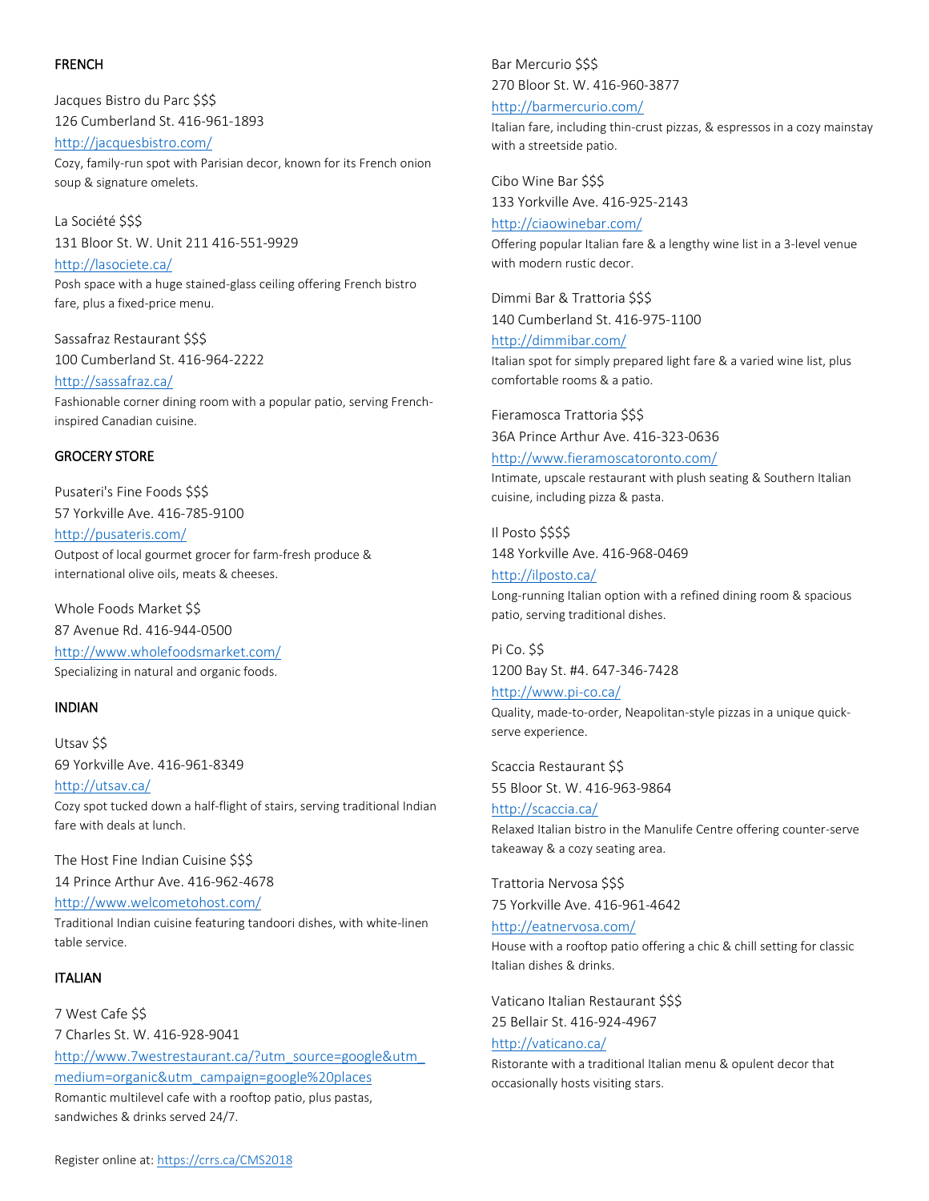## FRENCH

Jacques Bistro du Parc $$$
126 Cumberland St. 416-961-1893
http://jacquesbistro.com/
Cozy, family-run spot with Parisian decor, known for its French onion soup & signature omelets.

La Société $$$
131 Bloor St. W. Unit 211 416-551-9929
http://lasociete.ca/
Posh space with a huge stained-glass ceiling offering French bistro fare, plus a fixed-price menu.

Sassafraz Restaurant $$$
100 Cumberland St. 416-964-2222
http://sassafraz.ca/
Fashionable corner dining room with a popular patio, serving French-inspired Canadian cuisine.

## GROCERY STORE

Pusateri's Fine Foods $$$
57 Yorkville Ave. 416-785-9100
http://pusateris.com/
Outpost of local gourmet grocer for farm-fresh produce & international olive oils, meats & cheeses.

Whole Foods Market $$
87 Avenue Rd. 416-944-0500
http://www.wholefoodsmarket.com/
Specializing in natural and organic foods.

## INDIAN

Utsav $$
69 Yorkville Ave. 416-961-8349
http://utsav.ca/
Cozy spot tucked down a half-flight of stairs, serving traditional Indian fare with deals at lunch.

The Host Fine Indian Cuisine $$$
14 Prince Arthur Ave. 416-962-4678
http://www.welcometohost.com/
Traditional Indian cuisine featuring tandoori dishes, with white-linen table service.

## ITALIAN

7 West Cafe $$
7 Charles St. W. 416-928-9041
http://www.7westrestaurant.ca/?utm_source=google&utm_medium=organic&utm_campaign=google%20places
Romantic multilevel cafe with a rooftop patio, plus pastas, sandwiches & drinks served 24/7.

Bar Mercurio $$$
270 Bloor St. W. 416-960-3877
http://barmercurio.com/
Italian fare, including thin-crust pizzas, & espressos in a cozy mainstay with a streetside patio.

Cibo Wine Bar $$$
133 Yorkville Ave. 416-925-2143
http://ciaowinebar.com/
Offering popular Italian fare & a lengthy wine list in a 3-level venue with modern rustic decor.

Dimmi Bar & Trattoria $$$
140 Cumberland St. 416-975-1100
http://dimmibar.com/
Italian spot for simply prepared light fare & a varied wine list, plus comfortable rooms & a patio.

Fieramosca Trattoria $$$
36A Prince Arthur Ave. 416-323-0636
http://www.fieramoscatoronto.com/
Intimate, upscale restaurant with plush seating & Southern Italian cuisine, including pizza & pasta.

Il Posto $$$$
148 Yorkville Ave. 416-968-0469
http://ilposto.ca/
Long-running Italian option with a refined dining room & spacious patio, serving traditional dishes.

Pi Co. $$
1200 Bay St. #4. 647-346-7428
http://www.pi-co.ca/
Quality, made-to-order, Neapolitan-style pizzas in a unique quick-serve experience.

Scaccia Restaurant $$
55 Bloor St. W. 416-963-9864
http://scaccia.ca/
Relaxed Italian bistro in the Manulife Centre offering counter-serve takeaway & a cozy seating area.

Trattoria Nervosa $$$
75 Yorkville Ave. 416-961-4642
http://eatnervosa.com/
House with a rooftop patio offering a chic & chill setting for classic Italian dishes & drinks.

Vaticano Italian Restaurant $$$
25 Bellair St. 416-924-4967
http://vaticano.ca/
Ristorante with a traditional Italian menu & opulent decor that occasionally hosts visiting stars.

Register online at: https://crrs.ca/CMS2018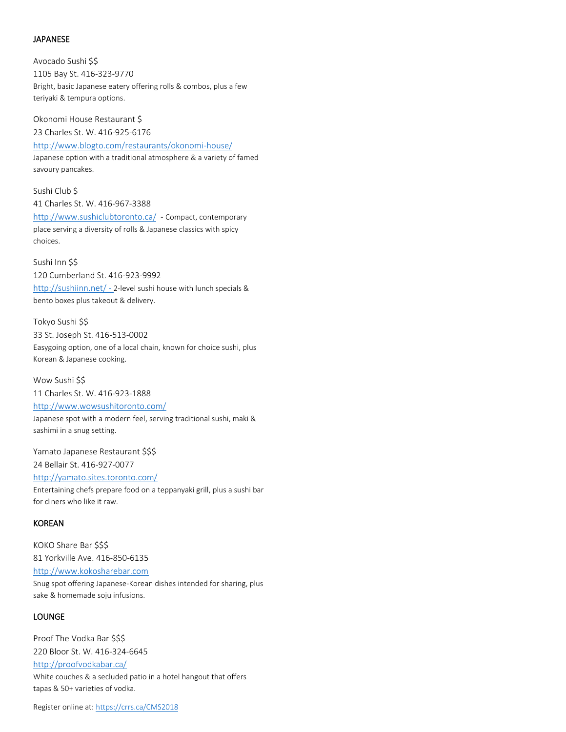## JAPANESE

Avocado Sushi $$
1105 Bay St. 416-323-9770
Bright, basic Japanese eatery offering rolls & combos, plus a few teriyaki & tempura options.

Okonomi House Restaurant $
23 Charles St. W. 416-925-6176
http://www.blogto.com/restaurants/okonomi-house/
Japanese option with a traditional atmosphere & a variety of famed savoury pancakes.

Sushi Club $
41 Charles St. W. 416-967-3388
http://www.sushiclubtoronto.ca/ - Compact, contemporary place serving a diversity of rolls & Japanese classics with spicy choices.

Sushi Inn $$
120 Cumberland St. 416-923-9992
http://sushiinn.net/ - 2-level sushi house with lunch specials & bento boxes plus takeout & delivery.

Tokyo Sushi $$
33 St. Joseph St. 416-513-0002
Easygoing option, one of a local chain, known for choice sushi, plus Korean & Japanese cooking.

Wow Sushi $$
11 Charles St. W. 416-923-1888
http://www.wowsushitoronto.com/
Japanese spot with a modern feel, serving traditional sushi, maki & sashimi in a snug setting.

Yamato Japanese Restaurant $$$
24 Bellair St. 416-927-0077
http://yamato.sites.toronto.com/
Entertaining chefs prepare food on a teppanyaki grill, plus a sushi bar for diners who like it raw.

## KOREAN

KOKO Share Bar $$$
81 Yorkville Ave. 416-850-6135
http://www.kokosharebar.com
Snug spot offering Japanese-Korean dishes intended for sharing, plus sake & homemade soju infusions.

## LOUNGE

Proof The Vodka Bar $$$
220 Bloor St. W. 416-324-6645
http://proofvodkabar.ca/
White couches & a secluded patio in a hotel hangout that offers tapas & 50+ varieties of vodka.

Register online at: https://crrs.ca/CMS2018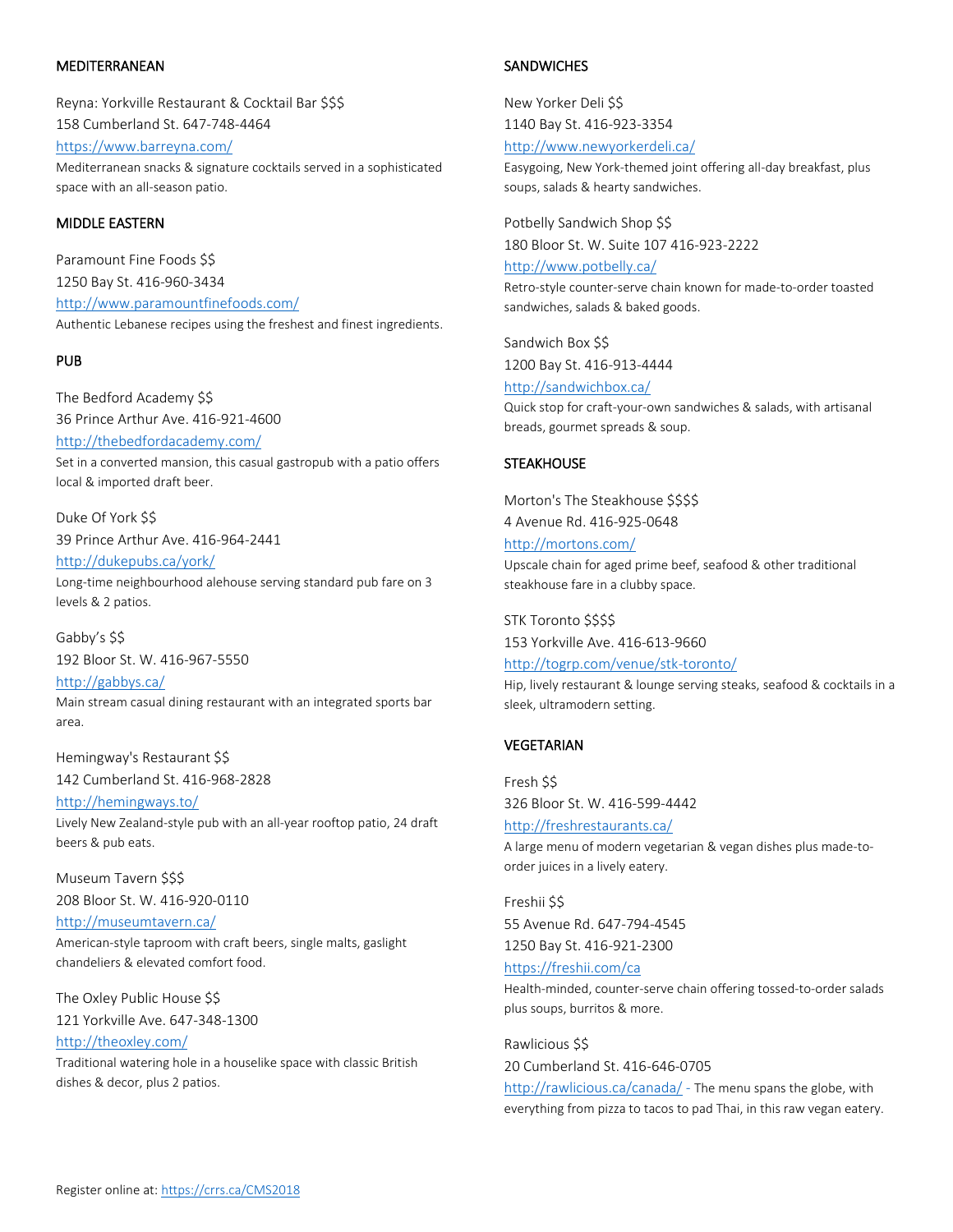## MEDITERRANEAN

Reyna: Yorkville Restaurant & Cocktail Bar $$$
158 Cumberland St. 647-748-4464
https://www.barreyna.com/
Mediterranean snacks & signature cocktails served in a sophisticated space with an all-season patio.

## MIDDLE EASTERN

Paramount Fine Foods $$
1250 Bay St. 416-960-3434
http://www.paramountfinefoods.com/
Authentic Lebanese recipes using the freshest and finest ingredients.

## PUB

The Bedford Academy $$
36 Prince Arthur Ave. 416-921-4600
http://thebedfordacademy.com/
Set in a converted mansion, this casual gastropub with a patio offers local & imported draft beer.

Duke Of York $$
39 Prince Arthur Ave. 416-964-2441
http://dukepubs.ca/york/
Long-time neighbourhood alehouse serving standard pub fare on 3 levels & 2 patios.

Gabby's $$
192 Bloor St. W. 416-967-5550
http://gabbys.ca/
Main stream casual dining restaurant with an integrated sports bar area.

Hemingway's Restaurant $$
142 Cumberland St. 416-968-2828
http://hemingways.to/
Lively New Zealand-style pub with an all-year rooftop patio, 24 draft beers & pub eats.

Museum Tavern $$$
208 Bloor St. W. 416-920-0110
http://museumtavern.ca/
American-style taproom with craft beers, single malts, gaslight chandeliers & elevated comfort food.

The Oxley Public House $$
121 Yorkville Ave. 647-348-1300
http://theoxley.com/
Traditional watering hole in a houselike space with classic British dishes & decor, plus 2 patios.

## SANDWICHES

New Yorker Deli $$
1140 Bay St. 416-923-3354
http://www.newyorkerdeli.ca/
Easygoing, New York-themed joint offering all-day breakfast, plus soups, salads & hearty sandwiches.

Potbelly Sandwich Shop $$
180 Bloor St. W. Suite 107 416-923-2222
http://www.potbelly.ca/
Retro-style counter-serve chain known for made-to-order toasted sandwiches, salads & baked goods.

Sandwich Box $$
1200 Bay St. 416-913-4444
http://sandwichbox.ca/
Quick stop for craft-your-own sandwiches & salads, with artisanal breads, gourmet spreads & soup.

## STEAKHOUSE

Morton's The Steakhouse $$$$
4 Avenue Rd. 416-925-0648
http://mortons.com/
Upscale chain for aged prime beef, seafood & other traditional steakhouse fare in a clubby space.

STK Toronto $$$$
153 Yorkville Ave. 416-613-9660
http://togrp.com/venue/stk-toronto/
Hip, lively restaurant & lounge serving steaks, seafood & cocktails in a sleek, ultramodern setting.

## VEGETARIAN

Fresh $$
326 Bloor St. W. 416-599-4442
http://freshrestaurants.ca/
A large menu of modern vegetarian & vegan dishes plus made-to-order juices in a lively eatery.

Freshii $$
55 Avenue Rd. 647-794-4545
1250 Bay St. 416-921-2300
https://freshii.com/ca
Health-minded, counter-serve chain offering tossed-to-order salads plus soups, burritos & more.

Rawlicious $$
20 Cumberland St. 416-646-0705
http://rawlicious.ca/canada/ - The menu spans the globe, with everything from pizza to tacos to pad Thai, in this raw vegan eatery.

Register online at: https://crrs.ca/CMS2018